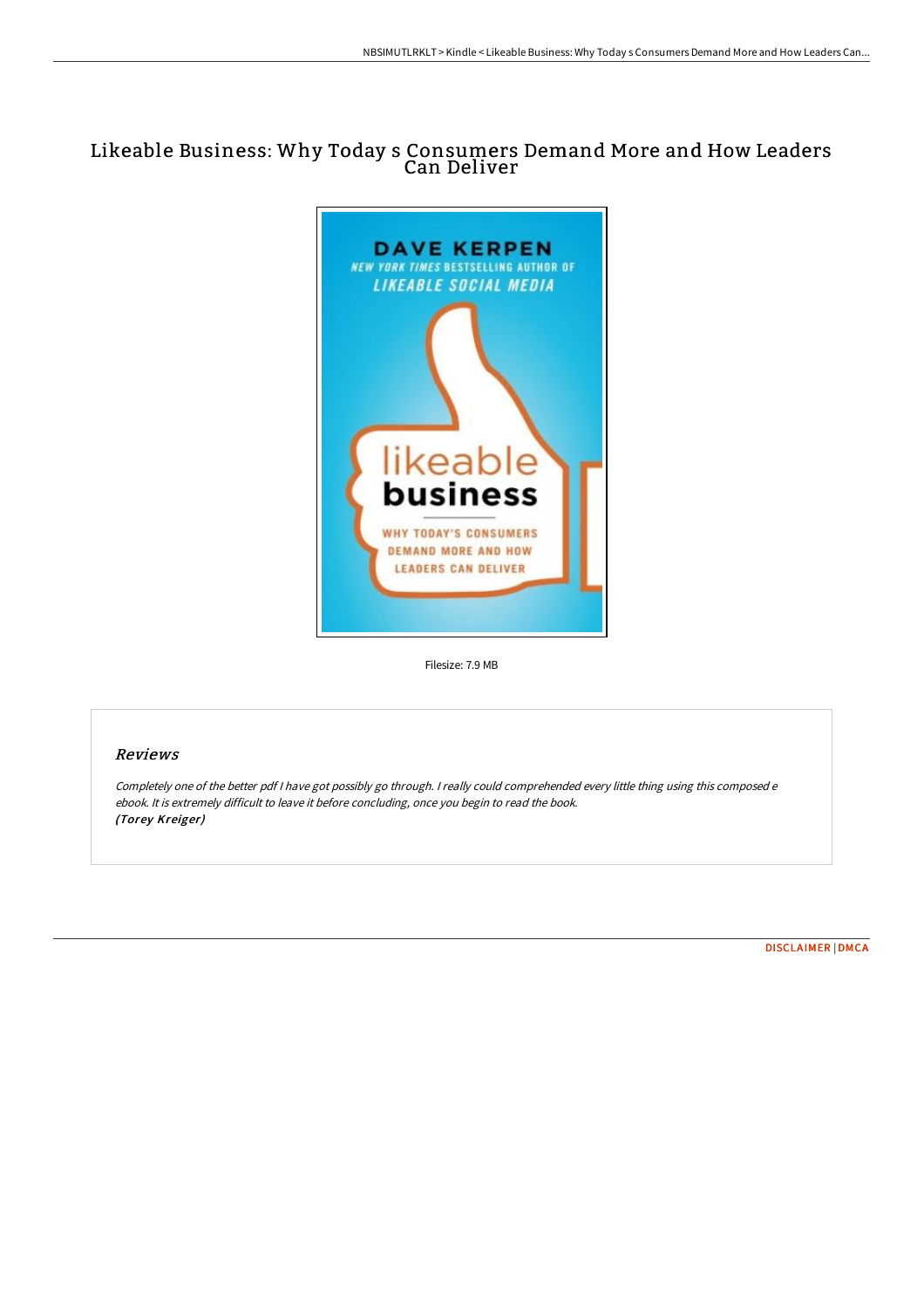# Likeable Business: Why Today s Consumers Demand More and How Leaders Can Deliver

Filesize: 7.9 MB

## Reviews

*Completely one of the better pdf I have got possibly go through. I really could comprehended every little thing using this composed e ebook. It is extremely difficult to leave it before concluding, once you begin to read the book.*
*(Torey Kreiger)*

DISCLAIMER | DMCA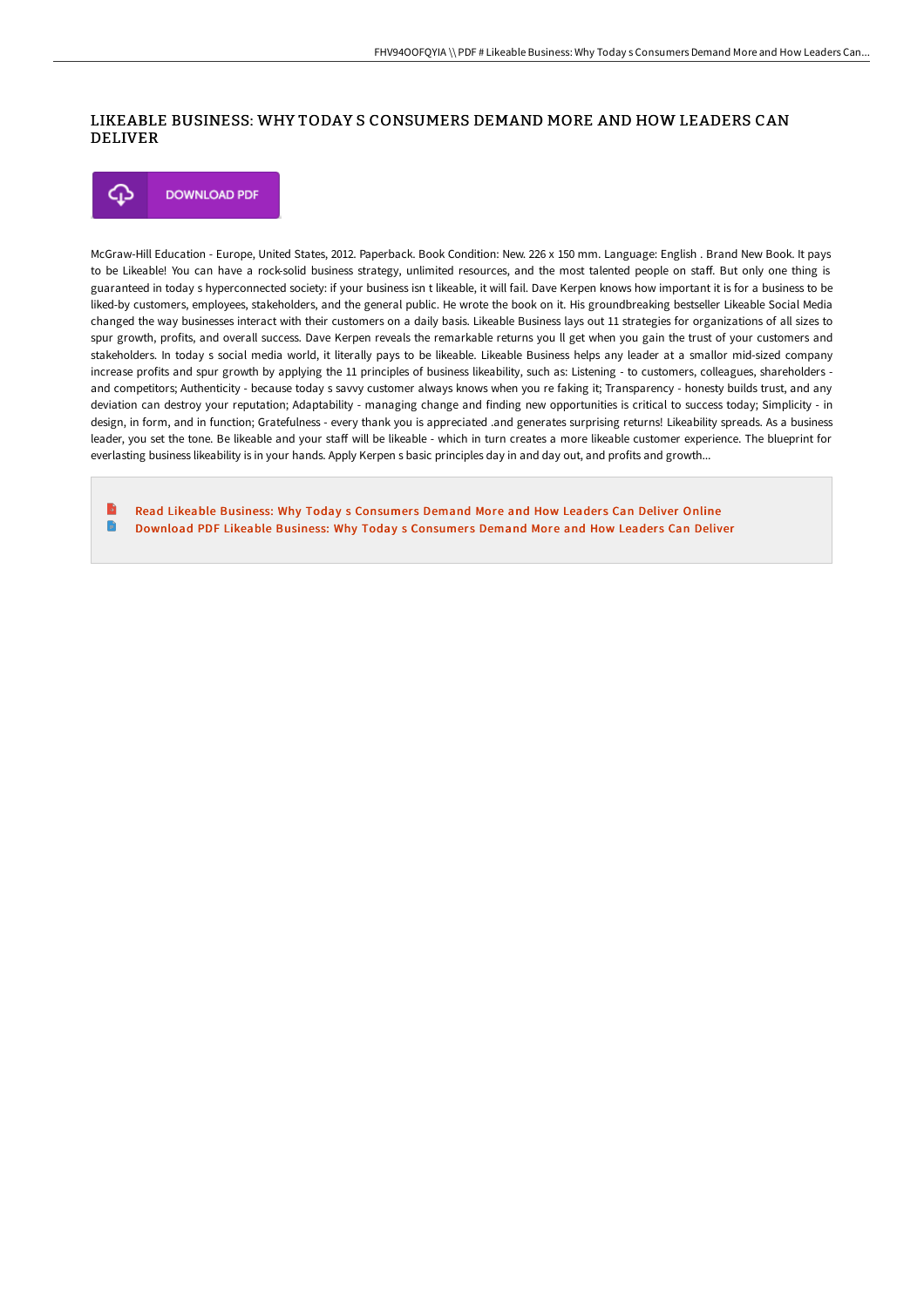# LIKEABLE BUSINESS: WHY TODAY S CONSUMERS DEMAND MORE AND HOW LEADERS CAN DELIVER

DOWNLOAD PDF

McGraw-Hill Education - Europe, United States, 2012. Paperback. Book Condition: New. 226 x 150 mm. Language: English . Brand New Book. It pays to be Likeable! You can have a rock-solid business strategy, unlimited resources, and the most talented people on staff. But only one thing is guaranteed in today s hyperconnected society: if your business isn t likeable, it will fail. Dave Kerpen knows how important it is for a business to be liked-by customers, employees, stakeholders, and the general public. He wrote the book on it. His groundbreaking bestseller Likeable Social Media changed the way businesses interact with their customers on a daily basis. Likeable Business lays out 11 strategies for organizations of all sizes to spur growth, profits, and overall success. Dave Kerpen reveals the remarkable returns you ll get when you gain the trust of your customers and stakeholders. In today s social media world, it literally pays to be likeable. Likeable Business helps any leader at a smallor mid-sized company increase profits and spur growth by applying the 11 principles of business likeability, such as: Listening - to customers, colleagues, shareholders - and competitors; Authenticity - because today s savvy customer always knows when you re faking it; Transparency - honesty builds trust, and any deviation can destroy your reputation; Adaptability - managing change and finding new opportunities is critical to success today; Simplicity - in design, in form, and in function; Gratefulness - every thank you is appreciated .and generates surprising returns! Likeability spreads. As a business leader, you set the tone. Be likeable and your staff will be likeable - which in turn creates a more likeable customer experience. The blueprint for everlasting business likeability is in your hands. Apply Kerpen s basic principles day in and day out, and profits and growth...

- Read Likeable Business: Why Today s Consumers Demand More and How Leaders Can Deliver Online
- Download PDF Likeable Business: Why Today s Consumers Demand More and How Leaders Can Deliver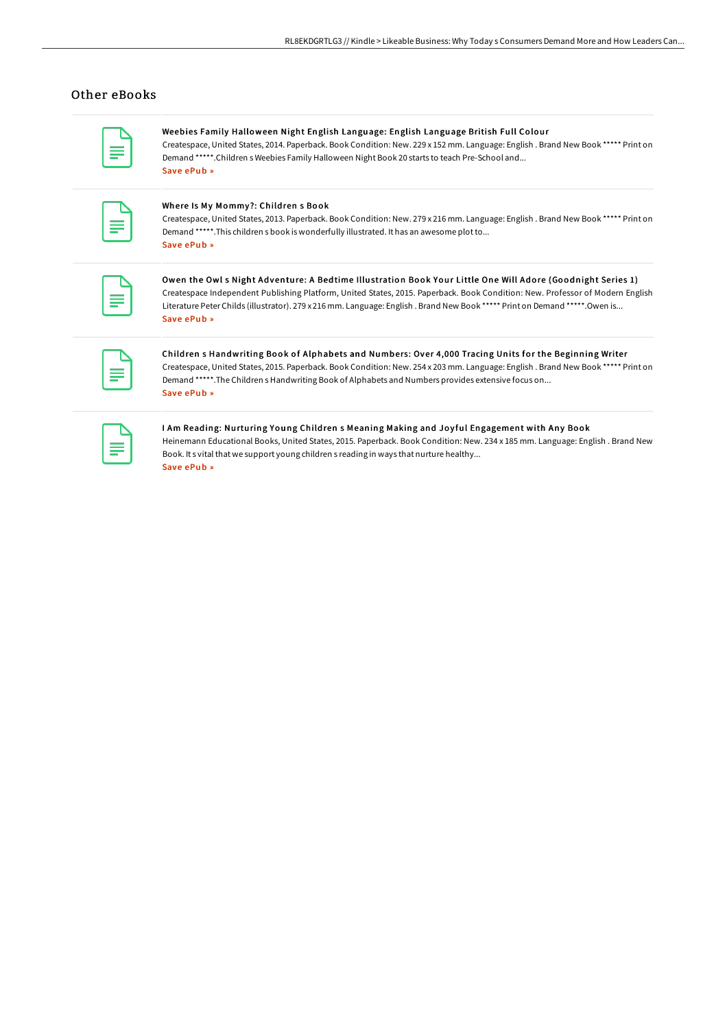## Other eBooks

**Weebies Family Halloween Night English Language: English Language British Full Colour**

Createspace, United States, 2014. Paperback. Book Condition: New. 229 x 152 mm. Language: English . Brand New Book ***** Print on Demand *****.Children s Weebies Family Halloween Night Book 20 starts to teach Pre-School and...

Save ePub »

**Where Is My Mommy?: Children s Book**

Createspace, United States, 2013. Paperback. Book Condition: New. 279 x 216 mm. Language: English . Brand New Book ***** Print on Demand *****.This children s book is wonderfully illustrated. It has an awesome plot to...

Save ePub »

**Owen the Owl s Night Adventure: A Bedtime Illustration Book Your Little One Will Adore (Goodnight Series 1)**

Createspace Independent Publishing Platform, United States, 2015. Paperback. Book Condition: New. Professor of Modern English Literature Peter Childs (illustrator). 279 x 216 mm. Language: English . Brand New Book ***** Print on Demand *****.Owen is...

Save ePub »

**Children s Handwriting Book of Alphabets and Numbers: Over 4,000 Tracing Units for the Beginning Writer**

Createspace, United States, 2015. Paperback. Book Condition: New. 254 x 203 mm. Language: English . Brand New Book ***** Print on Demand *****.The Children s Handwriting Book of Alphabets and Numbers provides extensive focus on...

Save ePub »

**I Am Reading: Nurturing Young Children s Meaning Making and Joyful Engagement with Any Book**

Heinemann Educational Books, United States, 2015. Paperback. Book Condition: New. 234 x 185 mm. Language: English . Brand New Book. It s vital that we support young children s reading in ways that nurture healthy...

Save ePub »